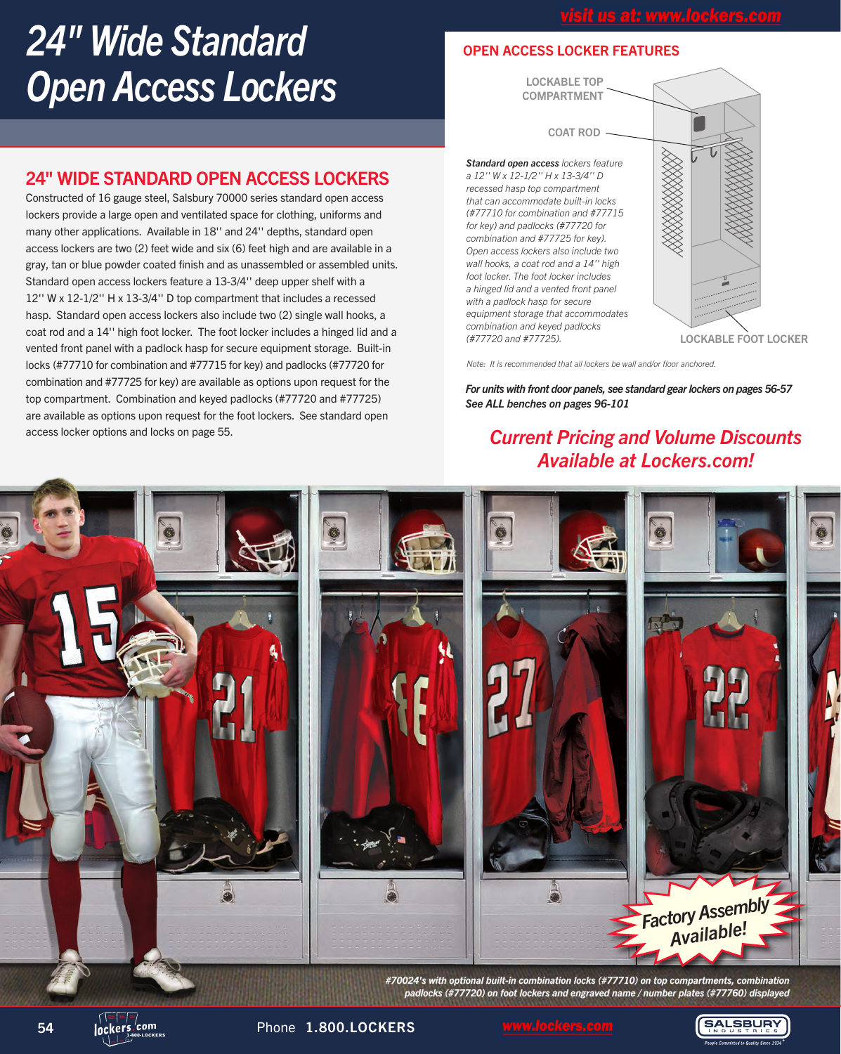# 24" Wide Standard Open Access Lockers

visit us at: www.lockers.com

## 24" WIDE STANDARD OPEN ACCESS LOCKERS

Constructed of 16 gauge steel, Salsbury 70000 series standard open access lockers provide a large open and ventilated space for clothing, uniforms and many other applications. Available in 18'' and 24'' depths, standard open access lockers are two (2) feet wide and six (6) feet high and are available in a gray, tan or blue powder coated finish and as unassembled or assembled units. Standard open access lockers feature a 13-3/4'' deep upper shelf with a 12'' W x 12-1/2'' H x 13-3/4'' D top compartment that includes a recessed hasp. Standard open access lockers also include two (2) single wall hooks, a coat rod and a 14'' high foot locker. The foot locker includes a hinged lid and a vented front panel with a padlock hasp for secure equipment storage. Built-in locks (#77710 for combination and #77715 for key) and padlocks (#77720 for combination and #77725 for key) are available as options upon request for the top compartment. Combination and keyed padlocks (#77720 and #77725) are available as options upon request for the foot lockers. See standard open access locker options and locks on page 55.

## OPEN ACCESS LOCKER FEATURES

LOCKABLE TOP COMPARTMENT

COAT ROD

LOCKABLE FOOT LOCKER

***Standard open access** lockers feature a 12'' W x 12-1/2'' H x 13-3/4'' D recessed hasp top compartment that can accommodate built-in locks (#77710 for combination and #77715 for key) and padlocks (#77720 for combination and #77725 for key). Open access lockers also include two wall hooks, a coat rod and a 14'' high foot locker. The foot locker includes a hinged lid and a vented front panel with a padlock hasp for secure equipment storage that accommodates combination and keyed padlocks (#77720 and #77725).*

*Note: It is recommended that all lockers be wall and/or floor anchored.*

***For units with front door panels, see standard gear lockers on pages 56-57***
***See ALL benches on pages 96-101***

***Current Pricing and Volume Discounts Available at Lockers.com!***

Factory Assembly Available!

***#70024's with optional built-in combination locks (#77710) on top compartments, combination padlocks (#77720) on foot lockers and engraved name / number plates (#77760) displayed***

Phone 1.800.LOCKERS www.lockers.com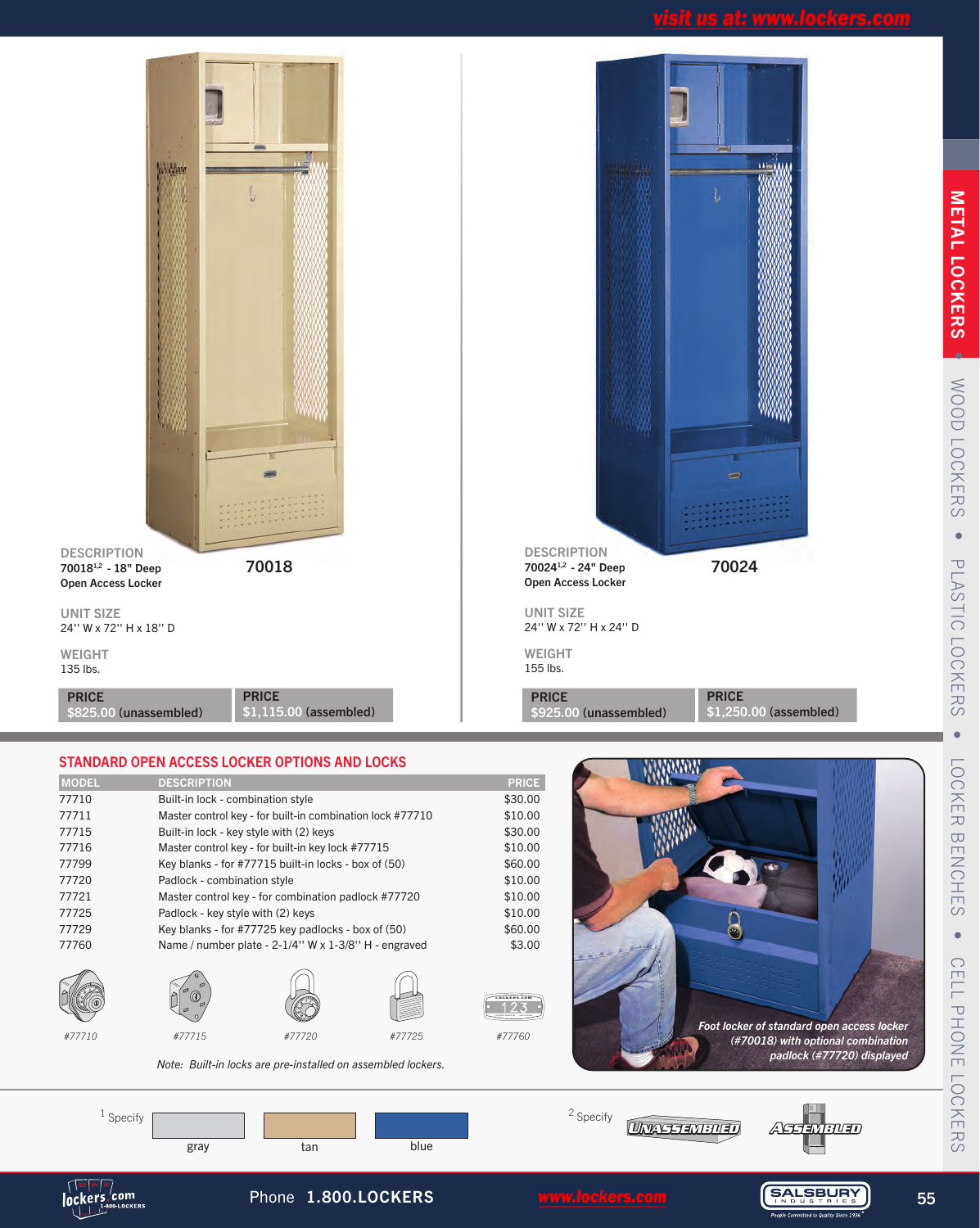## 70018

**DESCRIPTION**
**70018[1,2] - 18" Deep Open Access Locker**

**UNIT SIZE**
24'' W x 72'' H x 18'' D

**WEIGHT**
135 lbs.

| PRICE | PRICE |
|---|---|
| $825.00 (unassembled) | $1,115.00 (assembled) |

## 70024

**DESCRIPTION**
**70024[1,2] - 24" Deep Open Access Locker**

**UNIT SIZE**
24'' W x 72'' H x 24'' D

**WEIGHT**
155 lbs.

| PRICE | PRICE |
|---|---|
| $925.00 (unassembled) | $1,250.00 (assembled) |

## STANDARD OPEN ACCESS LOCKER OPTIONS AND LOCKS

| MODEL | DESCRIPTION | PRICE |
|---|---|---|
| 77710 | Built-in lock - combination style | $30.00 |
| 77711 | Master control key - for built-in combination lock #77710 | $10.00 |
| 77715 | Built-in lock - key style with (2) keys | $30.00 |
| 77716 | Master control key - for built-in key lock #77715 | $10.00 |
| 77799 | Key blanks - for #77715 built-in locks - box of (50) | $60.00 |
| 77720 | Padlock - combination style | $10.00 |
| 77721 | Master control key - for combination padlock #77720 | $10.00 |
| 77725 | Padlock - key style with (2) keys | $10.00 |
| 77729 | Key blanks - for #77725 key padlocks - box of (50) | $60.00 |
| 77760 | Name / number plate - 2-1/4'' W x 1-3/8'' H - engraved | $3.00 |

*#77710* *#77715* *#77720* *#77725* *#77760*

*Note: Built-in locks are pre-installed on assembled lockers.*

*Foot locker of standard open access locker (#70018) with optional combination padlock (#77720) displayed*

[1] Specify: gray, tan, blue

[2] Specify: UNASSEMBLED, ASSEMBLED